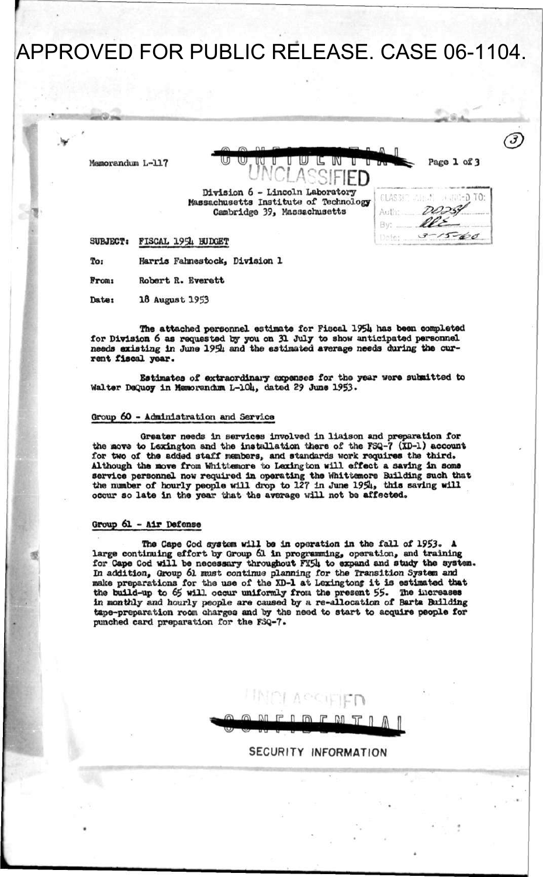APPROVED FOR PUBLIC RELEASE. CASE 06-1104.

Memorandum L-117

CONFIDENTIAL

UNCLASSIFIED

Division 6 - Lincoln Laboratory
Massachusetts Institute of Technology
Cambridge 39, Massachusetts

CLASSIFICATION CHANGED TO:
Auth: DD254
By: RRE
Date: 3-15-60

**SUBJECT:** FISCAL 1954 BUDGET

**To:** Harris Fahnestock, Division 1

**From:** Robert R. Everett

**Date:** 18 August 1953

The attached personnel estimate for Fiscal 1954 has been completed for Division 6 as requested by you on 31 July to show anticipated personnel needs existing in June 1954 and the estimated average needs during the current fiscal year.

Estimates of extraordinary expenses for the year were submitted to Walter DeQuoy in Memorandum L-104, dated 29 June 1953.

## Group 60 - Administration and Service

Greater needs in services involved in liaison and preparation for the move to Lexington and the installation there of the FSQ-7 (XD-1) account for two of the added staff members, and standards work requires the third. Although the move from Whittemore to Lexington will effect a saving in some service personnel now required in operating the Whittemore Building such that the number of hourly people will drop to 127 in June 1954, this saving will occur so late in the year that the average will not be affected.

## Group 61 - Air Defense

The Cape Cod system will be in operation in the fall of 1953. A large continuing effort by Group 61 in programming, operation, and training for Cape Cod will be necessary throughout FY54 to expand and study the system. In addition, Group 61 must continue planning for the Transition System and make preparations for the use of the XD-1 at Lexington; it is estimated that the build-up to 65 will occur uniformly from the present 55. The increases in monthly and hourly people are caused by a re-allocation of Barta Building tape-preparation room charges and by the need to start to acquire people for punched card preparation for the FSQ-7.

UNCLASSIFIED

CONFIDENTIAL

SECURITY INFORMATION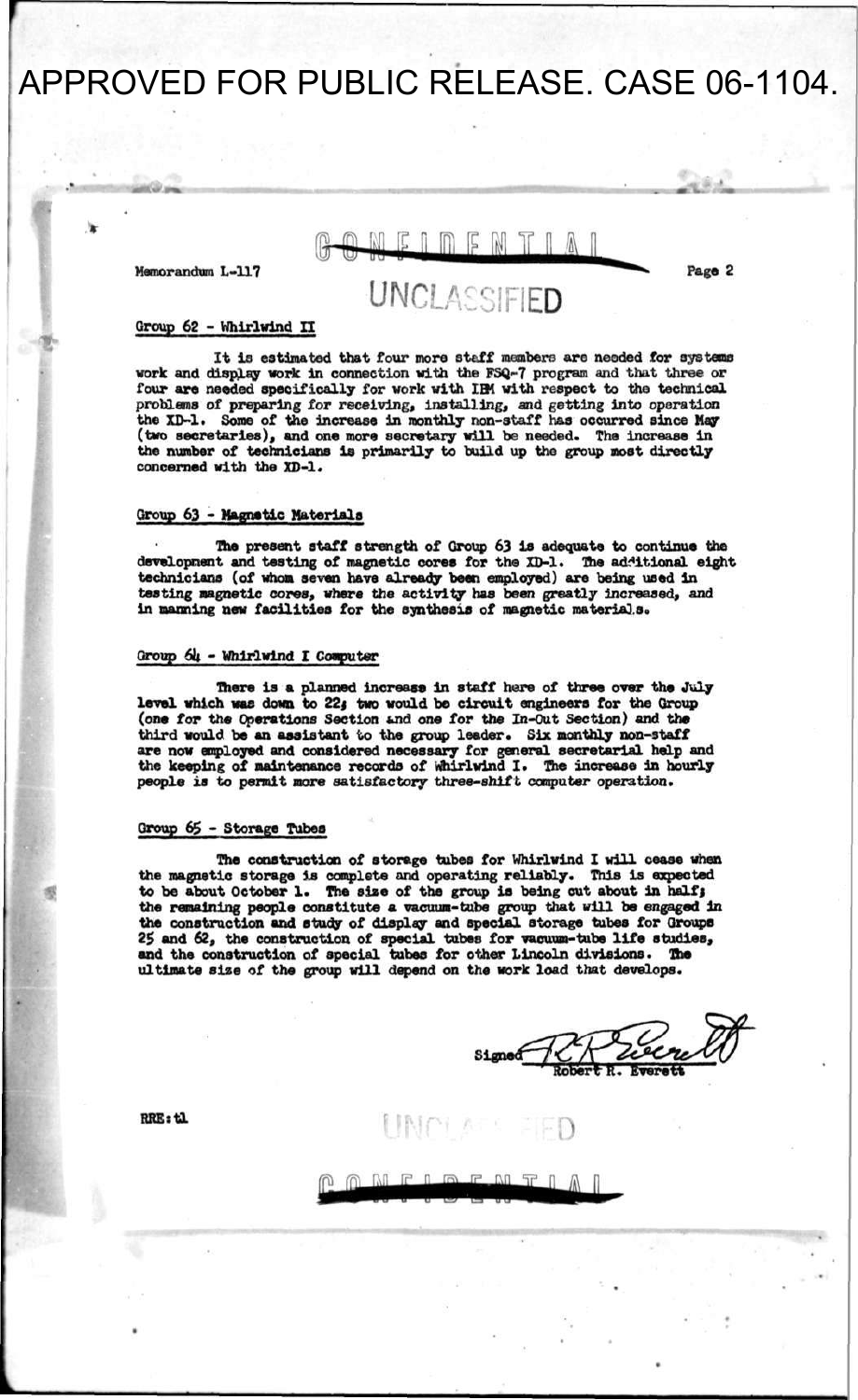APPROVED FOR PUBLIC RELEASE. CASE 06-1104.

CONFIDENTIAL

Memorandum L-117

UNCLASSIFIED

## Group 62 - Whirlwind II

It is estimated that four more staff members are needed for systems work and display work in connection with the FSQ-7 program and that three or four are needed specifically for work with IBM with respect to the technical problems of preparing for receiving, installing, and getting into operation the XD-1. Some of the increase in monthly non-staff has occurred since May (two secretaries), and one more secretary will be needed. The increase in the number of technicians is primarily to build up the group most directly concerned with the XD-1.

## Group 63 - Magnetic Materials

The present staff strength of Group 63 is adequate to continue the development and testing of magnetic cores for the XD-1. The additional eight technicians (of whom seven have already been employed) are being used in testing magnetic cores, where the activity has been greatly increased, and in manning new facilities for the synthesis of magnetic materials.

## Group 64 - Whirlwind I Computer

There is a planned increase in staff here of three over the July level which was down to 22; two would be circuit engineers for the Group (one for the Operations Section and one for the In-Out Section) and the third would be an assistant to the group leader. Six monthly non-staff are now employed and considered necessary for general secretarial help and the keeping of maintenance records of Whirlwind I. The increase in hourly people is to permit more satisfactory three-shift computer operation.

## Group 65 - Storage Tubes

The construction of storage tubes for Whirlwind I will cease when the magnetic storage is complete and operating reliably. This is expected to be about October 1. The size of the group is being cut about in half; the remaining people constitute a vacuum-tube group that will be engaged in the construction and study of display and special storage tubes for Groups 25 and 62, the construction of special tubes for vacuum-tube life studies, and the construction of special tubes for other Lincoln divisions. The ultimate size of the group will depend on the work load that develops.

Signed Robert R. Everett

RRE:tl

UNCLASSIFIED

CONFIDENTIAL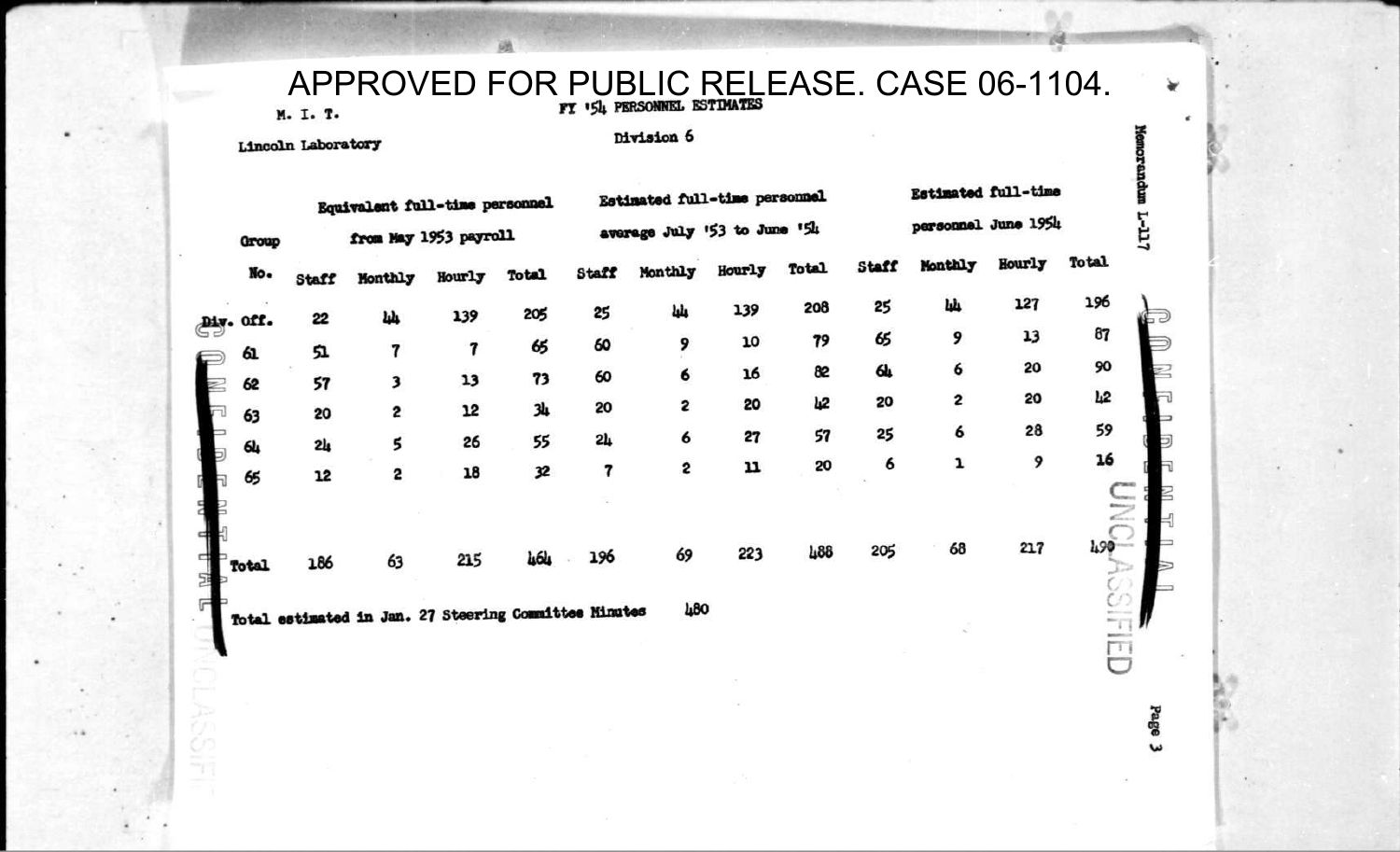APPROVED FOR PUBLIC RELEASE. CASE 06-1104.

M. I. T.

Lincoln Laboratory

FY '54 PERSONNEL ESTIMATES

Division 6

Memorandum L-117

| Group No. | Equivalent full-time personnel from May 1953 payroll | | | | Estimated full-time personnel average July '53 to June '54 | | | | Estimated full-time personnel June 1954 | | | |
|---|---|---|---|---|---|---|---|---|---|---|---|---|
| | Staff | Monthly | Hourly | Total | Staff | Monthly | Hourly | Total | Staff | Monthly | Hourly | Total |
| Div. Off. | 22 | 44 | 139 | 205 | 25 | 44 | 139 | 208 | 25 | 44 | 127 | 196 |
| 61 | 51 | 7 | 7 | 65 | 60 | 9 | 10 | 79 | 65 | 9 | 13 | 87 |
| 62 | 57 | 3 | 13 | 73 | 60 | 6 | 16 | 82 | 64 | 6 | 20 | 90 |
| 63 | 20 | 2 | 12 | 34 | 20 | 2 | 20 | 42 | 20 | 2 | 20 | 42 |
| 64 | 24 | 5 | 26 | 55 | 24 | 6 | 27 | 57 | 25 | 6 | 28 | 59 |
| 65 | 12 | 2 | 18 | 32 | 7 | 2 | 11 | 20 | 6 | 1 | 9 | 16 |
| Total | 186 | 63 | 215 | 464 | 196 | 69 | 223 | 488 | 205 | 68 | 217 | 490 |

Total estimated in Jan. 27 Steering Committee Minutes 480

CONFIDENTIAL UNCLASSIFIED